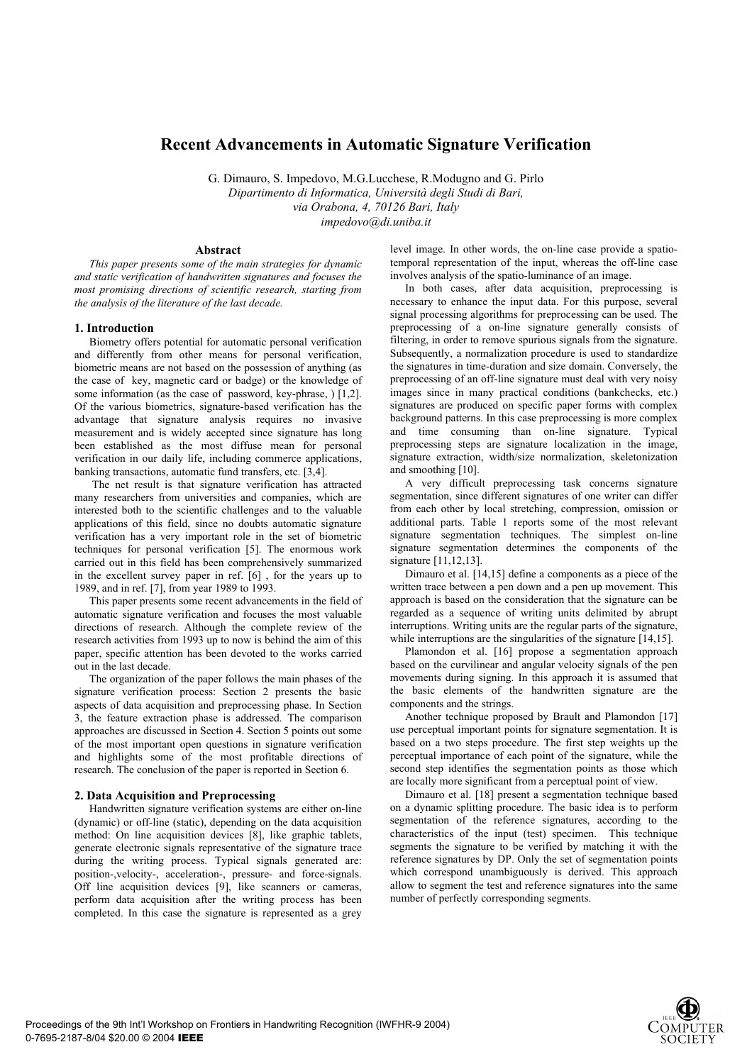# Recent Advancements in Automatic Signature Verification

G. Dimauro, S. Impedovo, M.G.Lucchese, R.Modugno and G. Pirlo

*Dipartimento di Informatica, Università degli Studi di Bari,*
*via Orabona, 4, 70126 Bari, Italy*
*impedovo@di.uniba.it*

## Abstract

*This paper presents some of the main strategies for dynamic and static verification of handwritten signatures and focuses the most promising directions of scientific research, starting from the analysis of the literature of the last decade.*

## 1. Introduction

Biometry offers potential for automatic personal verification and differently from other means for personal verification, biometric means are not based on the possession of anything (as the case of key, magnetic card or badge) or the knowledge of some information (as the case of password, key-phrase, ) [1,2]. Of the various biometrics, signature-based verification has the advantage that signature analysis requires no invasive measurement and is widely accepted since signature has long been established as the most diffuse mean for personal verification in our daily life, including commerce applications, banking transactions, automatic fund transfers, etc. [3,4].

The net result is that signature verification has attracted many researchers from universities and companies, which are interested both to the scientific challenges and to the valuable applications of this field, since no doubts automatic signature verification has a very important role in the set of biometric techniques for personal verification [5]. The enormous work carried out in this field has been comprehensively summarized in the excellent survey paper in ref. [6] , for the years up to 1989, and in ref. [7], from year 1989 to 1993.

This paper presents some recent advancements in the field of automatic signature verification and focuses the most valuable directions of research. Although the complete review of the research activities from 1993 up to now is behind the aim of this paper, specific attention has been devoted to the works carried out in the last decade.

The organization of the paper follows the main phases of the signature verification process: Section 2 presents the basic aspects of data acquisition and preprocessing phase. In Section 3, the feature extraction phase is addressed. The comparison approaches are discussed in Section 4. Section 5 points out some of the most important open questions in signature verification and highlights some of the most profitable directions of research. The conclusion of the paper is reported in Section 6.

## 2. Data Acquisition and Preprocessing

Handwritten signature verification systems are either on-line (dynamic) or off-line (static), depending on the data acquisition method: On line acquisition devices [8], like graphic tablets, generate electronic signals representative of the signature trace during the writing process. Typical signals generated are: position-,velocity-, acceleration-, pressure- and force-signals. Off line acquisition devices [9], like scanners or cameras, perform data acquisition after the writing process has been completed. In this case the signature is represented as a grey level image. In other words, the on-line case provide a spatio-temporal representation of the input, whereas the off-line case involves analysis of the spatio-luminance of an image.

In both cases, after data acquisition, preprocessing is necessary to enhance the input data. For this purpose, several signal processing algorithms for preprocessing can be used. The preprocessing of a on-line signature generally consists of filtering, in order to remove spurious signals from the signature. Subsequently, a normalization procedure is used to standardize the signatures in time-duration and size domain. Conversely, the preprocessing of an off-line signature must deal with very noisy images since in many practical conditions (bankchecks, etc.) signatures are produced on specific paper forms with complex background patterns. In this case preprocessing is more complex and time consuming than on-line signature. Typical preprocessing steps are signature localization in the image, signature extraction, width/size normalization, skeletonization and smoothing [10].

A very difficult preprocessing task concerns signature segmentation, since different signatures of one writer can differ from each other by local stretching, compression, omission or additional parts. Table 1 reports some of the most relevant signature segmentation techniques. The simplest on-line signature segmentation determines the components of the signature [11,12,13].

Dimauro et al. [14,15] define a components as a piece of the written trace between a pen down and a pen up movement. This approach is based on the consideration that the signature can be regarded as a sequence of writing units delimited by abrupt interruptions. Writing units are the regular parts of the signature, while interruptions are the singularities of the signature [14,15].

Plamondon et al. [16] propose a segmentation approach based on the curvilinear and angular velocity signals of the pen movements during signing. In this approach it is assumed that the basic elements of the handwritten signature are the components and the strings.

Another technique proposed by Brault and Plamondon [17] use perceptual important points for signature segmentation. It is based on a two steps procedure. The first step weights up the perceptual importance of each point of the signature, while the second step identifies the segmentation points as those which are locally more significant from a perceptual point of view.

Dimauro et al. [18] present a segmentation technique based on a dynamic splitting procedure. The basic idea is to perform segmentation of the reference signatures, according to the characteristics of the input (test) specimen. This technique segments the signature to be verified by matching it with the reference signatures by DP. Only the set of segmentation points which correspond unambiguously is derived. This approach allow to segment the test and reference signatures into the same number of perfectly corresponding segments.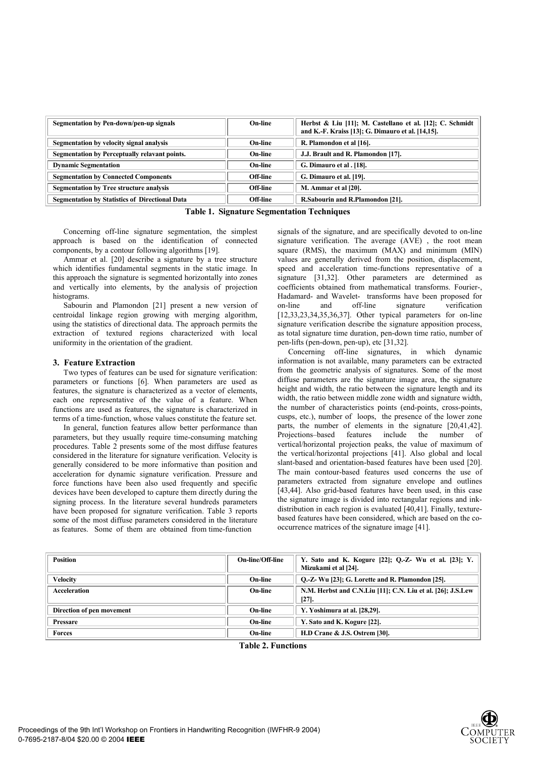| | | |
|---|---|---|
| **Segmentation by Pen-down/pen-up signals** | **On-line** | **Herbst & Liu [11]; M. Castellano et al. [12]; C. Schmidt and K.-F. Kraiss [13]; G. Dimauro et al. [14,15].** |
| **Segmentation by velocity signal analysis** | **On-line** | **R. Plamondon et al [16].** |
| **Segmentation by Perceptually relavant points.** | **On-line** | **J.J. Brault and R. Plamondon [17].** |
| **Dynamic Segmentation** | **On-line** | **G. Dimauro et al . [18].** |
| **Segmentation by Connected Components** | **Off-line** | **G. Dimauro et al. [19].** |
| **Segmentation by Tree structure analysis** | **Off-line** | **M. Ammar et al [20].** |
| **Segmentation by Statistics of Directional Data** | **Off-line** | **R.Sabourin and R.Plamondon [21].** |

**Table 1. Signature Segmentation Techniques**

Concerning off-line signature segmentation, the simplest approach is based on the identification of connected components, by a contour following algorithms [19].

Ammar et al. [20] describe a signature by a tree structure which identifies fundamental segments in the static image. In this approach the signature is segmented horizontally into zones and vertically into elements, by the analysis of projection histograms.

Sabourin and Plamondon [21] present a new version of centroidal linkage region growing with merging algorithm, using the statistics of directional data. The approach permits the extraction of textured regions characterized with local uniformity in the orientation of the gradient.

## 3. Feature Extraction

Two types of features can be used for signature verification: parameters or functions [6]. When parameters are used as features, the signature is characterized as a vector of elements, each one representative of the value of a feature. When functions are used as features, the signature is characterized in terms of a time-function, whose values constitute the feature set.

In general, function features allow better performance than parameters, but they usually require time-consuming matching procedures. Table 2 presents some of the most diffuse features considered in the literature for signature verification. Velocity is generally considered to be more informative than position and acceleration for dynamic signature verification. Pressure and force functions have been also used frequently and specific devices have been developed to capture them directly during the signing process. In the literature several hundreds parameters have been proposed for signature verification. Table 3 reports some of the most diffuse parameters considered in the literature as features. Some of them are obtained from time-function signals of the signature, and are specifically devoted to on-line signature verification. The average (AVE) , the root mean square (RMS), the maximum (MAX) and minimum (MIN) values are generally derived from the position, displacement, speed and acceleration time-functions representative of a signature [31,32]. Other parameters are determined as coefficients obtained from mathematical transforms. Fourier-, Hadamard- and Wavelet- transforms have been proposed for on-line and off-line signature verification [12,33,23,34,35,36,37]. Other typical parameters for on-line signature verification describe the signature apposition process, as total signature time duration, pen-down time ratio, number of pen-lifts (pen-down, pen-up), etc [31,32].

Concerning off-line signatures, in which dynamic information is not available, many parameters can be extracted from the geometric analysis of signatures. Some of the most diffuse parameters are the signature image area, the signature height and width, the ratio between the signature length and its width, the ratio between middle zone width and signature width, the number of characteristics points (end-points, cross-points, cusps, etc.), number of loops, the presence of the lower zone parts, the number of elements in the signature [20,41,42]. Projections–based features include the number of vertical/horizontal projection peaks, the value of maximum of the vertical/horizontal projections [41]. Also global and local slant-based and orientation-based features have been used [20]. The main contour-based features used concerns the use of parameters extracted from signature envelope and outlines [43,44]. Also grid-based features have been used, in this case the signature image is divided into rectangular regions and ink-distribution in each region is evaluated [40,41]. Finally, texture-based features have been considered, which are based on the co-occurrence matrices of the signature image [41].

| | | |
|---|---|---|
| **Position** | **On-line/Off-line** | **Y. Sato and K. Kogure [22]; Q.-Z- Wu et al. [23]; Y. Mizukami et al [24].** |
| **Velocity** | **On-line** | **Q.-Z- Wu [23]; G. Lorette and R. Plamondon [25].** |
| **Acceleration** | **On-line** | **N.M. Herbst and C.N.Liu [11]; C.N. Liu et al. [26]; J.S.Lew [27].** |
| **Direction of pen movement** | **On-line** | **Y. Yoshimura at al. [28,29].** |
| **Pressare** | **On-line** | **Y. Sato and K. Kogure [22].** |
| **Forces** | **On-line** | **H.D Crane & J.S. Ostrem [30].** |

**Table 2. Functions**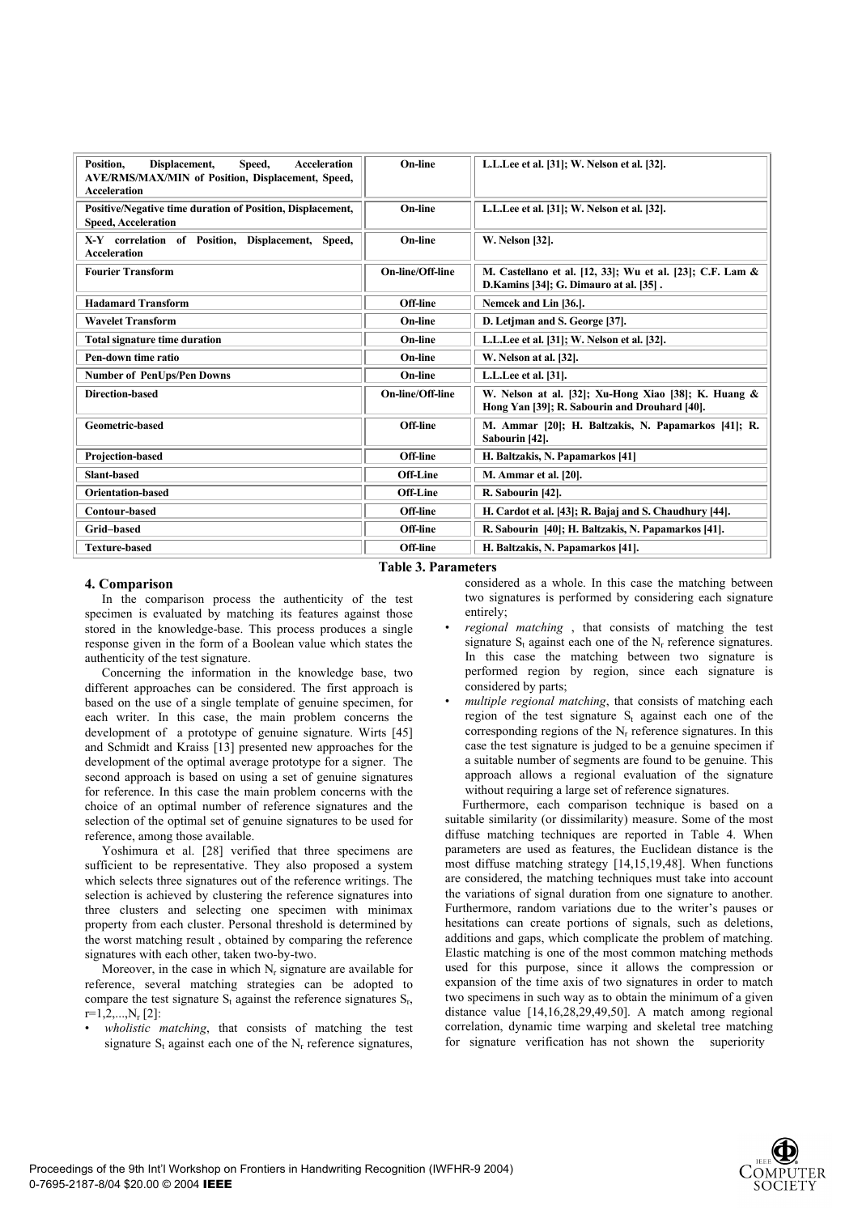| Position, Displacement, Speed, Acceleration AVE/RMS/MAX/MIN of Position, Displacement, Speed, Acceleration | On-line | L.L.Lee et al. [31]; W. Nelson et al. [32]. |
|---|---|---|
| Positive/Negative time duration of Position, Displacement, Speed, Acceleration | On-line | L.L.Lee et al. [31]; W. Nelson et al. [32]. |
| X-Y correlation of Position, Displacement, Speed, Acceleration | On-line | W. Nelson [32]. |
| Fourier Transform | On-line/Off-line | M. Castellano et al. [12, 33]; Wu et al. [23]; C.F. Lam & D.Kamins [34]; G. Dimauro at al. [35] . |
| Hadamard Transform | Off-line | Nemcek and Lin [36.]. |
| Wavelet Transform | On-line | D. Letjman and S. George [37]. |
| Total signature time duration | On-line | L.L.Lee et al. [31]; W. Nelson et al. [32]. |
| Pen-down time ratio | On-line | W. Nelson at al. [32]. |
| Number of PenUps/Pen Downs | On-line | L.L.Lee et al. [31]. |
| Direction-based | On-line/Off-line | W. Nelson at al. [32]; Xu-Hong Xiao [38]; K. Huang & Hong Yan [39]; R. Sabourin and Drouhard [40]. |
| Geometric-based | Off-line | M. Ammar [20]; H. Baltzakis, N. Papamarkos [41]; R. Sabourin [42]. |
| Projection-based | Off-line | H. Baltzakis, N. Papamarkos [41] |
| Slant-based | Off-Line | M. Ammar et al. [20]. |
| Orientation-based | Off-Line | R. Sabourin [42]. |
| Contour-based | Off-line | H. Cardot et al. [43]; R. Bajaj and S. Chaudhury [44]. |
| Grid–based | Off-line | R. Sabourin [40]; H. Baltzakis, N. Papamarkos [41]. |
| Texture-based | Off-line | H. Baltzakis, N. Papamarkos [41]. |

**Table 3. Parameters**

## 4. Comparison

In the comparison process the authenticity of the test specimen is evaluated by matching its features against those stored in the knowledge-base. This process produces a single response given in the form of a Boolean value which states the authenticity of the test signature.

Concerning the information in the knowledge base, two different approaches can be considered. The first approach is based on the use of a single template of genuine specimen, for each writer. In this case, the main problem concerns the development of a prototype of genuine signature. Wirts [45] and Schmidt and Kraiss [13] presented new approaches for the development of the optimal average prototype for a signer. The second approach is based on using a set of genuine signatures for reference. In this case the main problem concerns with the choice of an optimal number of reference signatures and the selection of the optimal set of genuine signatures to be used for reference, among those available.

Yoshimura et al. [28] verified that three specimens are sufficient to be representative. They also proposed a system which selects three signatures out of the reference writings. The selection is achieved by clustering the reference signatures into three clusters and selecting one specimen with minimax property from each cluster. Personal threshold is determined by the worst matching result , obtained by comparing the reference signatures with each other, taken two-by-two.

Moreover, in the case in which $N_r$ signature are available for reference, several matching strategies can be adopted to compare the test signature $S_t$ against the reference signatures $S_r$, $r=1,2,...,N_r$ [2]:

- *wholistic matching*, that consists of matching the test signature $S_t$ against each one of the $N_r$ reference signatures, considered as a whole. In this case the matching between two signatures is performed by considering each signature entirely;
- *regional matching* , that consists of matching the test signature $S_t$ against each one of the $N_r$ reference signatures. In this case the matching between two signature is performed region by region, since each signature is considered by parts;
- *multiple regional matching*, that consists of matching each region of the test signature $S_t$ against each one of the corresponding regions of the $N_r$ reference signatures. In this case the test signature is judged to be a genuine specimen if a suitable number of segments are found to be genuine. This approach allows a regional evaluation of the signature without requiring a large set of reference signatures.

Furthermore, each comparison technique is based on a suitable similarity (or dissimilarity) measure. Some of the most diffuse matching techniques are reported in Table 4. When parameters are used as features, the Euclidean distance is the most diffuse matching strategy [14,15,19,48]. When functions are considered, the matching techniques must take into account the variations of signal duration from one signature to another. Furthermore, random variations due to the writer's pauses or hesitations can create portions of signals, such as deletions, additions and gaps, which complicate the problem of matching. Elastic matching is one of the most common matching methods used for this purpose, since it allows the compression or expansion of the time axis of two signatures in order to match two specimens in such way as to obtain the minimum of a given distance value [14,16,28,29,49,50]. A match among regional correlation, dynamic time warping and skeletal tree matching for signature verification has not shown the superiority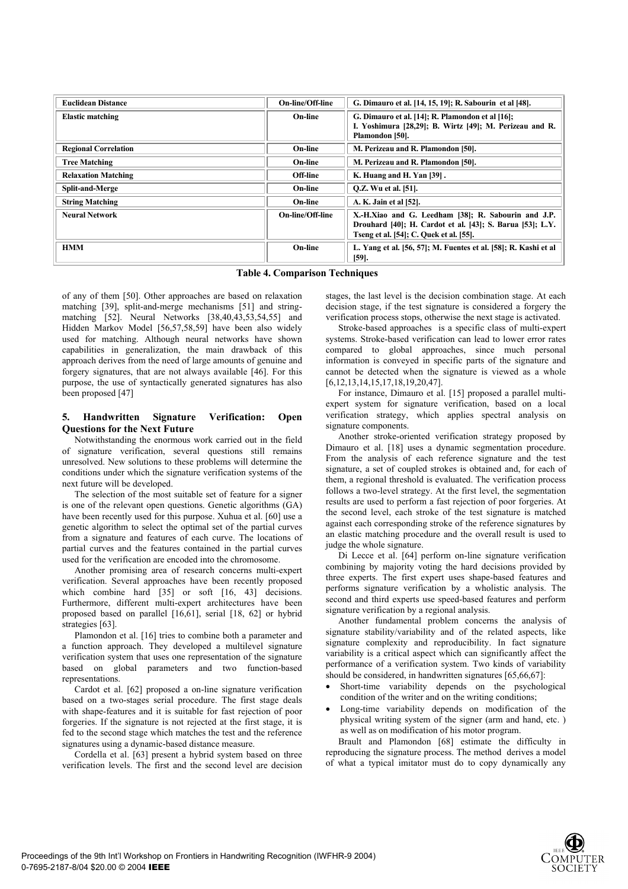| Euclidean Distance | On-line/Off-line | G. Dimauro et al. [14, 15, 19]; R. Sabourin et al [48]. |
|---|---|---|
| Elastic matching | On-line | G. Dimauro et al. [14]; R. Plamondon et al [16]; I. Yoshimura [28,29]; B. Wirtz [49]; M. Perizeau and R. Plamondon [50]. |
| Regional Correlation | On-line | M. Perizeau and R. Plamondon [50]. |
| Tree Matching | On-line | M. Perizeau and R. Plamondon [50]. |
| Relaxation Matching | Off-line | K. Huang and H. Yan [39] . |
| Split-and-Merge | On-line | Q.Z. Wu et al. [51]. |
| String Matching | On-line | A. K. Jain et al [52]. |
| Neural Network | On-line/Off-line | X.-H.Xiao and G. Leedham [38]; R. Sabourin and J.P. Drouhard [40]; H. Cardot et al. [43]; S. Barua [53]; L.Y. Tseng et al. [54]; C. Quek et al. [55]. |
| HMM | On-line | L. Yang et al. [56, 57]; M. Fuentes et al. [58]; R. Kashi et al [59]. |

**Table 4. Comparison Techniques**

of any of them [50]. Other approaches are based on relaxation matching [39], split-and-merge mechanisms [51] and string-matching [52]. Neural Networks [38,40,43,53,54,55] and Hidden Markov Model [56,57,58,59] have been also widely used for matching. Although neural networks have shown capabilities in generalization, the main drawback of this approach derives from the need of large amounts of genuine and forgery signatures, that are not always available [46]. For this purpose, the use of syntactically generated signatures has also been proposed [47]

## 5. Handwritten Signature Verification: Open Questions for the Next Future

Notwithstanding the enormous work carried out in the field of signature verification, several questions still remains unresolved. New solutions to these problems will determine the conditions under which the signature verification systems of the next future will be developed.

The selection of the most suitable set of feature for a signer is one of the relevant open questions. Genetic algorithms (GA) have been recently used for this purpose. Xuhua et al. [60] use a genetic algorithm to select the optimal set of the partial curves from a signature and features of each curve. The locations of partial curves and the features contained in the partial curves used for the verification are encoded into the chromosome.

Another promising area of research concerns multi-expert verification. Several approaches have been recently proposed which combine hard [35] or soft [16, 43] decisions. Furthermore, different multi-expert architectures have been proposed based on parallel [16,61], serial [18, 62] or hybrid strategies [63].

Plamondon et al. [16] tries to combine both a parameter and a function approach. They developed a multilevel signature verification system that uses one representation of the signature based on global parameters and two function-based representations.

Cardot et al. [62] proposed a on-line signature verification based on a two-stages serial procedure. The first stage deals with shape-features and it is suitable for fast rejection of poor forgeries. If the signature is not rejected at the first stage, it is fed to the second stage which matches the test and the reference signatures using a dynamic-based distance measure.

Cordella et al. [63] present a hybrid system based on three verification levels. The first and the second level are decision stages, the last level is the decision combination stage. At each decision stage, if the test signature is considered a forgery the verification process stops, otherwise the next stage is activated.

Stroke-based approaches is a specific class of multi-expert systems. Stroke-based verification can lead to lower error rates compared to global approaches, since much personal information is conveyed in specific parts of the signature and cannot be detected when the signature is viewed as a whole [6,12,13,14,15,17,18,19,20,47].

For instance, Dimauro et al. [15] proposed a parallel multi-expert system for signature verification, based on a local verification strategy, which applies spectral analysis on signature components.

Another stroke-oriented verification strategy proposed by Dimauro et al. [18] uses a dynamic segmentation procedure. From the analysis of each reference signature and the test signature, a set of coupled strokes is obtained and, for each of them, a regional threshold is evaluated. The verification process follows a two-level strategy. At the first level, the segmentation results are used to perform a fast rejection of poor forgeries. At the second level, each stroke of the test signature is matched against each corresponding stroke of the reference signatures by an elastic matching procedure and the overall result is used to judge the whole signature.

Di Lecce et al. [64] perform on-line signature verification combining by majority voting the hard decisions provided by three experts. The first expert uses shape-based features and performs signature verification by a wholistic analysis. The second and third experts use speed-based features and perform signature verification by a regional analysis.

Another fundamental problem concerns the analysis of signature stability/variability and of the related aspects, like signature complexity and reproducibility. In fact signature variability is a critical aspect which can significantly affect the performance of a verification system. Two kinds of variability should be considered, in handwritten signatures [65,66,67]:

- Short-time variability depends on the psychological condition of the writer and on the writing conditions;
- Long-time variability depends on modification of the physical writing system of the signer (arm and hand, etc. ) as well as on modification of his motor program.

Brault and Plamondon [68] estimate the difficulty in reproducing the signature process. The method derives a model of what a typical imitator must do to copy dynamically any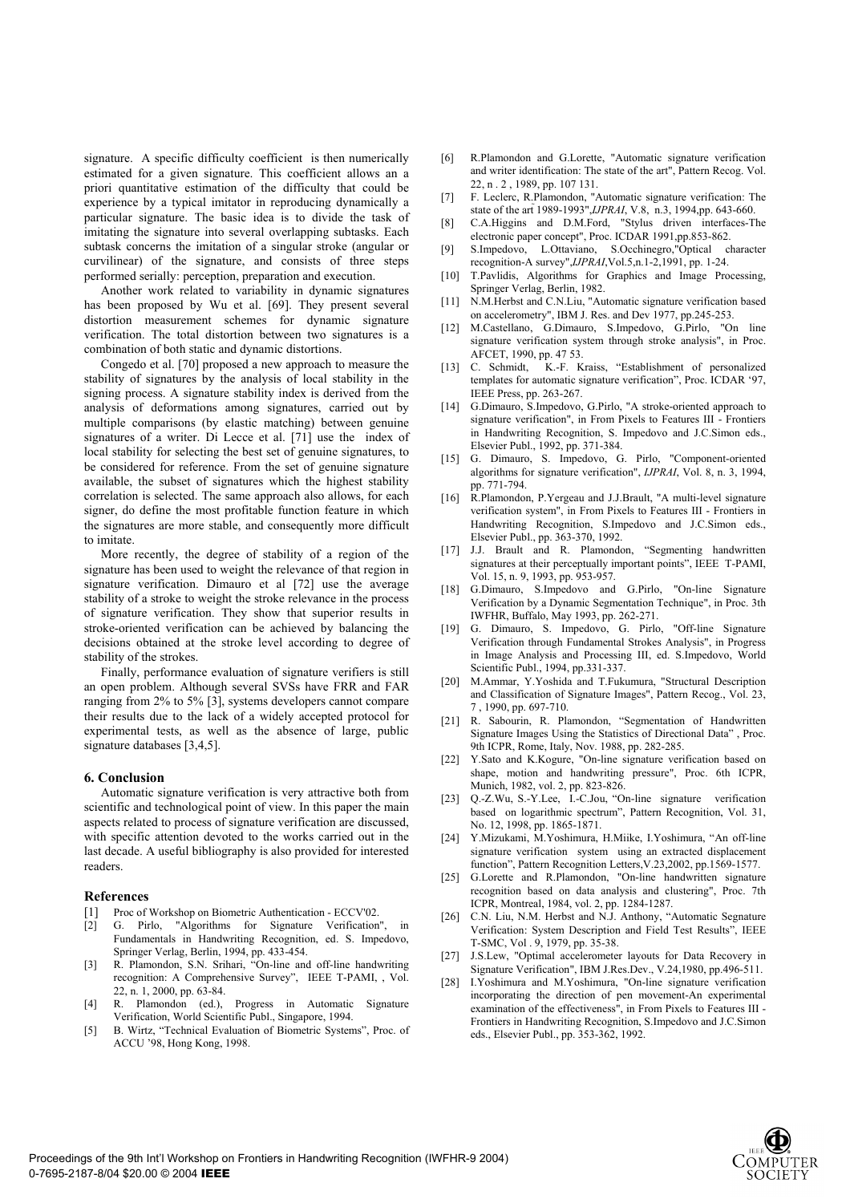signature. A specific difficulty coefficient is then numerically estimated for a given signature. This coefficient allows an a priori quantitative estimation of the difficulty that could be experience by a typical imitator in reproducing dynamically a particular signature. The basic idea is to divide the task of imitating the signature into several overlapping subtasks. Each subtask concerns the imitation of a singular stroke (angular or curvilinear) of the signature, and consists of three steps performed serially: perception, preparation and execution.

Another work related to variability in dynamic signatures has been proposed by Wu et al. [69]. They present several distortion measurement schemes for dynamic signature verification. The total distortion between two signatures is a combination of both static and dynamic distortions.

Congedo et al. [70] proposed a new approach to measure the stability of signatures by the analysis of local stability in the signing process. A signature stability index is derived from the analysis of deformations among signatures, carried out by multiple comparisons (by elastic matching) between genuine signatures of a writer. Di Lecce et al. [71] use the index of local stability for selecting the best set of genuine signatures, to be considered for reference. From the set of genuine signature available, the subset of signatures which the highest stability correlation is selected. The same approach also allows, for each signer, do define the most profitable function feature in which the signatures are more stable, and consequently more difficult to imitate.

More recently, the degree of stability of a region of the signature has been used to weight the relevance of that region in signature verification. Dimauro et al [72] use the average stability of a stroke to weight the stroke relevance in the process of signature verification. They show that superior results in stroke-oriented verification can be achieved by balancing the decisions obtained at the stroke level according to degree of stability of the strokes.

Finally, performance evaluation of signature verifiers is still an open problem. Although several SVSs have FRR and FAR ranging from 2% to 5% [3], systems developers cannot compare their results due to the lack of a widely accepted protocol for experimental tests, as well as the absence of large, public signature databases [3,4,5].

### 6. Conclusion

Automatic signature verification is very attractive both from scientific and technological point of view. In this paper the main aspects related to process of signature verification are discussed, with specific attention devoted to the works carried out in the last decade. A useful bibliography is also provided for interested readers.

### References

[1] Proc of Workshop on Biometric Authentication - ECCV'02.

[2] G. Pirlo, "Algorithms for Signature Verification", in Fundamentals in Handwriting Recognition, ed. S. Impedovo, Springer Verlag, Berlin, 1994, pp. 433-454.

[3] R. Plamondon, S.N. Srihari, "On-line and off-line handwriting recognition: A Comprehensive Survey", IEEE T-PAMI, , Vol. 22, n. 1, 2000, pp. 63-84.

[4] R. Plamondon (ed.), Progress in Automatic Signature Verification, World Scientific Publ., Singapore, 1994.

[5] B. Wirtz, "Technical Evaluation of Biometric Systems", Proc. of ACCU '98, Hong Kong, 1998.

[6] R.Plamondon and G.Lorette, "Automatic signature verification and writer identification: The state of the art", Pattern Recog. Vol. 22, n . 2 , 1989, pp. 107 131.

[7] F. Leclerc, R.Plamondon, "Automatic signature verification: The state of the art 1989-1993",*IJPRAI*, V.8, n.3, 1994,pp. 643-660.

[8] C.A.Higgins and D.M.Ford, "Stylus driven interfaces-The electronic paper concept", Proc. ICDAR 1991,pp.853-862.

[9] S.Impedovo, L.Ottaviano, S.Occhinegro,"Optical character recognition-A survey",*IJPRAI*,Vol.5,n.1-2,1991, pp. 1-24.

[10] T.Pavlidis, Algorithms for Graphics and Image Processing, Springer Verlag, Berlin, 1982.

[11] N.M.Herbst and C.N.Liu, "Automatic signature verification based on accelerometry", IBM J. Res. and Dev 1977, pp.245-253.

[12] M.Castellano, G.Dimauro, S.Impedovo, G.Pirlo, "On line signature verification system through stroke analysis", in Proc. AFCET, 1990, pp. 47 53.

[13] C. Schmidt, K.-F. Kraiss, "Establishment of personalized templates for automatic signature verification", Proc. ICDAR '97, IEEE Press, pp. 263-267.

[14] G.Dimauro, S.Impedovo, G.Pirlo, "A stroke-oriented approach to signature verification", in From Pixels to Features III - Frontiers in Handwriting Recognition, S. Impedovo and J.C.Simon eds., Elsevier Publ., 1992, pp. 371-384.

[15] G. Dimauro, S. Impedovo, G. Pirlo, "Component-oriented algorithms for signature verification", *IJPRAI*, Vol. 8, n. 3, 1994, pp. 771-794.

[16] R.Plamondon, P.Yergeau and J.J.Brault, "A multi-level signature verification system", in From Pixels to Features III - Frontiers in Handwriting Recognition, S.Impedovo and J.C.Simon eds., Elsevier Publ., pp. 363-370, 1992.

[17] J.J. Brault and R. Plamondon, "Segmenting handwritten signatures at their perceptually important points", IEEE T-PAMI, Vol. 15, n. 9, 1993, pp. 953-957.

[18] G.Dimauro, S.Impedovo and G.Pirlo, "On-line Signature Verification by a Dynamic Segmentation Technique", in Proc. 3th IWFHR, Buffalo, May 1993, pp. 262-271.

[19] G. Dimauro, S. Impedovo, G. Pirlo, "Off-line Signature Verification through Fundamental Strokes Analysis", in Progress in Image Analysis and Processing III, ed. S.Impedovo, World Scientific Publ., 1994, pp.331-337.

[20] M.Ammar, Y.Yoshida and T.Fukumura, "Structural Description and Classification of Signature Images", Pattern Recog., Vol. 23, 7 , 1990, pp. 697-710.

[21] R. Sabourin, R. Plamondon, "Segmentation of Handwritten Signature Images Using the Statistics of Directional Data" , Proc. 9th ICPR, Rome, Italy, Nov. 1988, pp. 282-285.

[22] Y.Sato and K.Kogure, "On-line signature verification based on shape, motion and handwriting pressure", Proc. 6th ICPR, Munich, 1982, vol. 2, pp. 823-826.

[23] Q.-Z.Wu, S.-Y.Lee, I.-C.Jou, "On-line signature verification based on logarithmic spectrum", Pattern Recognition, Vol. 31, No. 12, 1998, pp. 1865-1871.

[24] Y.Mizukami, M.Yoshimura, H.Miike, I.Yoshimura, "An off-line signature verification system using an extracted displacement function", Pattern Recognition Letters,V.23,2002, pp.1569-1577.

[25] G.Lorette and R.Plamondon, "On-line handwritten signature recognition based on data analysis and clustering", Proc. 7th ICPR, Montreal, 1984, vol. 2, pp. 1284-1287.

[26] C.N. Liu, N.M. Herbst and N.J. Anthony, "Automatic Segnature Verification: System Description and Field Test Results", IEEE T-SMC, Vol . 9, 1979, pp. 35-38.

[27] J.S.Lew, "Optimal accelerometer layouts for Data Recovery in Signature Verification", IBM J.Res.Dev., V.24,1980, pp.496-511.

[28] I.Yoshimura and M.Yoshimura, "On-line signature verification incorporating the direction of pen movement-An experimental examination of the effectiveness", in From Pixels to Features III - Frontiers in Handwriting Recognition, S.Impedovo and J.C.Simon eds., Elsevier Publ., pp. 353-362, 1992.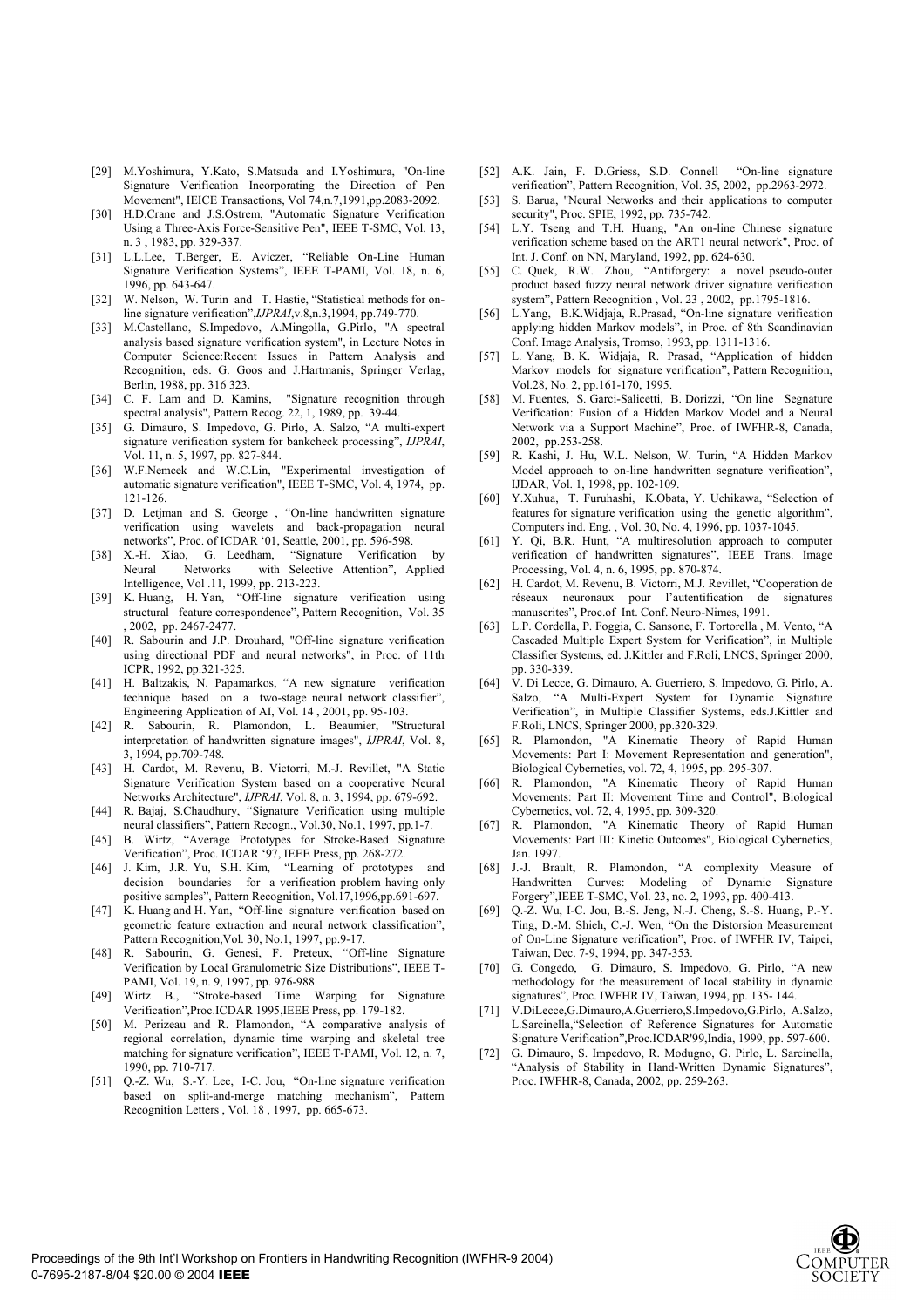[29] M.Yoshimura, Y.Kato, S.Matsuda and I.Yoshimura, "On-line Signature Verification Incorporating the Direction of Pen Movement", IEICE Transactions, Vol 74,n.7,1991,pp.2083-2092.

[30] H.D.Crane and J.S.Ostrem, "Automatic Signature Verification Using a Three-Axis Force-Sensitive Pen", IEEE T-SMC, Vol. 13, n. 3 , 1983, pp. 329-337.

[31] L.L.Lee, T.Berger, E. Aviczer, "Reliable On-Line Human Signature Verification Systems", IEEE T-PAMI, Vol. 18, n. 6, 1996, pp. 643-647.

[32] W. Nelson, W. Turin and T. Hastie, "Statistical methods for on-line signature verification",*IJPRAI*,v.8,n.3,1994, pp.749-770.

[33] M.Castellano, S.Impedovo, A.Mingolla, G.Pirlo, "A spectral analysis based signature verification system", in Lecture Notes in Computer Science:Recent Issues in Pattern Analysis and Recognition, eds. G. Goos and J.Hartmanis, Springer Verlag, Berlin, 1988, pp. 316 323.

[34] C. F. Lam and D. Kamins, "Signature recognition through spectral analysis", Pattern Recog. 22, 1, 1989, pp. 39-44.

[35] G. Dimauro, S. Impedovo, G. Pirlo, A. Salzo, "A multi-expert signature verification system for bankcheck processing", *IJPRAI*, Vol. 11, n. 5, 1997, pp. 827-844.

[36] W.F.Nemcek and W.C.Lin, "Experimental investigation of automatic signature verification", IEEE T-SMC, Vol. 4, 1974, pp. 121-126.

[37] D. Letjman and S. George , "On-line handwritten signature verification using wavelets and back-propagation neural networks", Proc. of ICDAR '01, Seattle, 2001, pp. 596-598.

[38] X.-H. Xiao, G. Leedham, "Signature Verification by Neural Networks with Selective Attention", Applied Intelligence, Vol .11, 1999, pp. 213-223.

[39] K. Huang, H. Yan, "Off-line signature verification using structural feature correspondence", Pattern Recognition, Vol. 35 , 2002, pp. 2467-2477.

[40] R. Sabourin and J.P. Drouhard, "Off-line signature verification using directional PDF and neural networks", in Proc. of 11th ICPR, 1992, pp.321-325.

[41] H. Baltzakis, N. Papamarkos, "A new signature verification technique based on a two-stage neural network classifier", Engineering Application of AI, Vol. 14 , 2001, pp. 95-103.

[42] R. Sabourin, R. Plamondon, L. Beaumier, "Structural interpretation of handwritten signature images", *IJPRAI*, Vol. 8, 3, 1994, pp.709-748.

[43] H. Cardot, M. Revenu, B. Victorri, M.-J. Revillet, "A Static Signature Verification System based on a cooperative Neural Networks Architecture", *IJPRAI*, Vol. 8, n. 3, 1994, pp. 679-692.

[44] R. Bajaj, S.Chaudhury, "Signature Verification using multiple neural classifiers", Pattern Recogn., Vol.30, No.1, 1997, pp.1-7.

[45] B. Wirtz, "Average Prototypes for Stroke-Based Signature Verification", Proc. ICDAR '97, IEEE Press, pp. 268-272.

[46] J. Kim, J.R. Yu, S.H. Kim, "Learning of prototypes and decision boundaries for a verification problem having only positive samples", Pattern Recognition, Vol.17,1996,pp.691-697.

[47] K. Huang and H. Yan, "Off-line signature verification based on geometric feature extraction and neural network classification", Pattern Recognition,Vol. 30, No.1, 1997, pp.9-17.

[48] R. Sabourin, G. Genesi, F. Preteux, "Off-line Signature Verification by Local Granulometric Size Distributions", IEEE T-PAMI, Vol. 19, n. 9, 1997, pp. 976-988.

[49] Wirtz B., "Stroke-based Time Warping for Signature Verification",Proc.ICDAR 1995,IEEE Press, pp. 179-182.

[50] M. Perizeau and R. Plamondon, "A comparative analysis of regional correlation, dynamic time warping and skeletal tree matching for signature verification", IEEE T-PAMI, Vol. 12, n. 7, 1990, pp. 710-717.

[51] Q.-Z. Wu, S.-Y. Lee, I-C. Jou, "On-line signature verification based on split-and-merge matching mechanism", Pattern Recognition Letters , Vol. 18 , 1997, pp. 665-673.

[52] A.K. Jain, F. D.Griess, S.D. Connell "On-line signature verification", Pattern Recognition, Vol. 35, 2002, pp.2963-2972.

[53] S. Barua, "Neural Networks and their applications to computer security", Proc. SPIE, 1992, pp. 735-742.

[54] L.Y. Tseng and T.H. Huang, "An on-line Chinese signature verification scheme based on the ART1 neural network", Proc. of Int. J. Conf. on NN, Maryland, 1992, pp. 624-630.

[55] C. Quek, R.W. Zhou, "Antiforgery: a novel pseudo-outer product based fuzzy neural network driver signature verification system", Pattern Recognition , Vol. 23 , 2002, pp.1795-1816.

[56] L.Yang, B.K.Widjaja, R.Prasad, "On-line signature verification applying hidden Markov models", in Proc. of 8th Scandinavian Conf. Image Analysis, Tromso, 1993, pp. 1311-1316.

[57] L. Yang, B. K. Widjaja, R. Prasad, "Application of hidden Markov models for signature verification", Pattern Recognition, Vol.28, No. 2, pp.161-170, 1995.

[58] M. Fuentes, S. Garci-Salicetti, B. Dorizzi, "On line Segnature Verification: Fusion of a Hidden Markov Model and a Neural Network via a Support Machine", Proc. of IWFHR-8, Canada, 2002, pp.253-258.

[59] R. Kashi, J. Hu, W.L. Nelson, W. Turin, "A Hidden Markov Model approach to on-line handwritten segnature verification", IJDAR, Vol. 1, 1998, pp. 102-109.

[60] Y.Xuhua, T. Furuhashi, K.Obata, Y. Uchikawa, "Selection of features for signature verification using the genetic algorithm", Computers ind. Eng. , Vol. 30, No. 4, 1996, pp. 1037-1045.

[61] Y. Qi, B.R. Hunt, "A multiresolution approach to computer verification of handwritten signatures", IEEE Trans. Image Processing, Vol. 4, n. 6, 1995, pp. 870-874.

[62] H. Cardot, M. Revenu, B. Victorri, M.J. Revillet, "Cooperation de réseaux neuronaux pour l'autentification de signatures manuscrites", Proc.of Int. Conf. Neuro-Nimes, 1991.

[63] L.P. Cordella, P. Foggia, C. Sansone, F. Tortorella , M. Vento, "A Cascaded Multiple Expert System for Verification", in Multiple Classifier Systems, ed. J.Kittler and F.Roli, LNCS, Springer 2000, pp. 330-339.

[64] V. Di Lecce, G. Dimauro, A. Guerriero, S. Impedovo, G. Pirlo, A. Salzo, "A Multi-Expert System for Dynamic Signature Verification", in Multiple Classifier Systems, eds.J.Kittler and F.Roli, LNCS, Springer 2000, pp.320-329.

[65] R. Plamondon, "A Kinematic Theory of Rapid Human Movements: Part I: Movement Representation and generation", Biological Cybernetics, vol. 72, 4, 1995, pp. 295-307.

[66] R. Plamondon, "A Kinematic Theory of Rapid Human Movements: Part II: Movement Time and Control", Biological Cybernetics, vol. 72, 4, 1995, pp. 309-320.

[67] R. Plamondon, "A Kinematic Theory of Rapid Human Movements: Part III: Kinetic Outcomes", Biological Cybernetics, Jan. 1997.

[68] J.-J. Brault, R. Plamondon, "A complexity Measure of Handwritten Curves: Modeling of Dynamic Signature Forgery",IEEE T-SMC, Vol. 23, no. 2, 1993, pp. 400-413.

[69] Q.-Z. Wu, I-C. Jou, B.-S. Jeng, N.-J. Cheng, S.-S. Huang, P.-Y. Ting, D.-M. Shieh, C.-J. Wen, "On the Distorsion Measurement of On-Line Signature verification", Proc. of IWFHR IV, Taipei, Taiwan, Dec. 7-9, 1994, pp. 347-353.

[70] G. Congedo, G. Dimauro, S. Impedovo, G. Pirlo, "A new methodology for the measurement of local stability in dynamic signatures", Proc. IWFHR IV, Taiwan, 1994, pp. 135- 144.

[71] V.DiLecce,G.Dimauro,A.Guerriero,S.Impedovo,G.Pirlo, A.Salzo, L.Sarcinella,"Selection of Reference Signatures for Automatic Signature Verification",Proc.ICDAR'99,India, 1999, pp. 597-600.

[72] G. Dimauro, S. Impedovo, R. Modugno, G. Pirlo, L. Sarcinella, "Analysis of Stability in Hand-Written Dynamic Signatures", Proc. IWFHR-8, Canada, 2002, pp. 259-263.